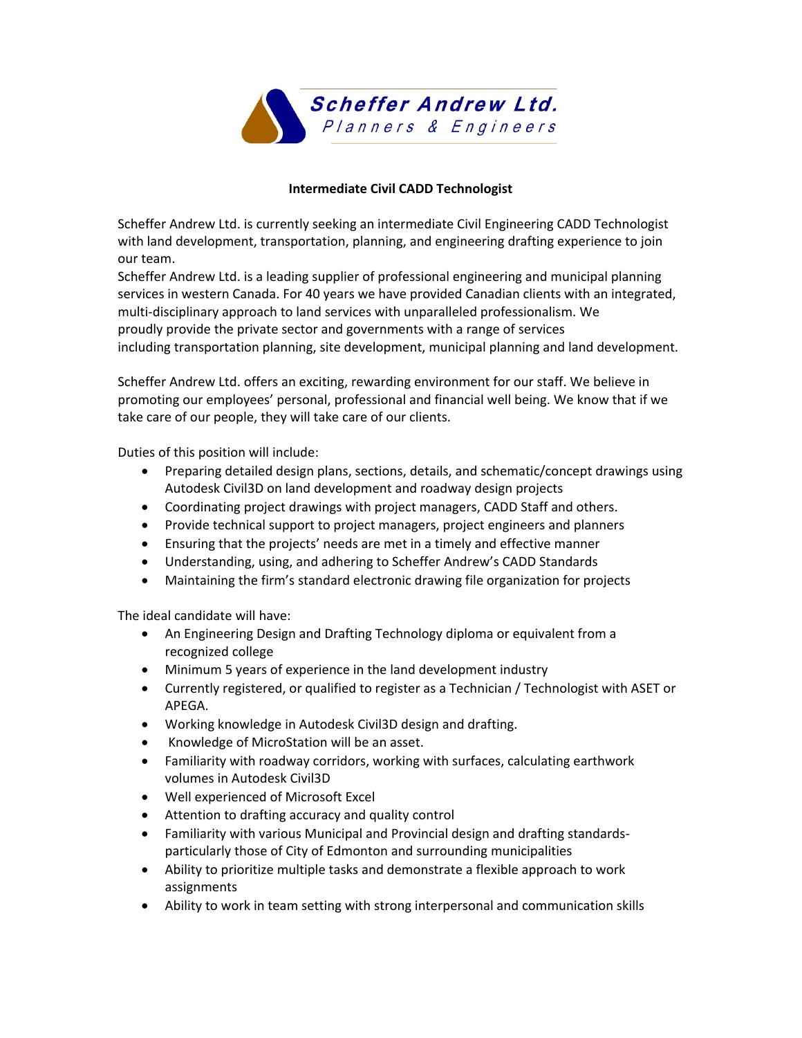**Scheffer Andrew Ltd.**
*Planners & Engineers*

## Intermediate Civil CADD Technologist

Scheffer Andrew Ltd. is currently seeking an intermediate Civil Engineering CADD Technologist with land development, transportation, planning, and engineering drafting experience to join our team.
Scheffer Andrew Ltd. is a leading supplier of professional engineering and municipal planning services in western Canada. For 40 years we have provided Canadian clients with an integrated, multi-disciplinary approach to land services with unparalleled professionalism. We proudly provide the private sector and governments with a range of services including transportation planning, site development, municipal planning and land development.

Scheffer Andrew Ltd. offers an exciting, rewarding environment for our staff. We believe in promoting our employees' personal, professional and financial well being. We know that if we take care of our people, they will take care of our clients.

Duties of this position will include:

- Preparing detailed design plans, sections, details, and schematic/concept drawings using Autodesk Civil3D on land development and roadway design projects
- Coordinating project drawings with project managers, CADD Staff and others.
- Provide technical support to project managers, project engineers and planners
- Ensuring that the projects' needs are met in a timely and effective manner
- Understanding, using, and adhering to Scheffer Andrew's CADD Standards
- Maintaining the firm's standard electronic drawing file organization for projects

The ideal candidate will have:

- An Engineering Design and Drafting Technology diploma or equivalent from a recognized college
- Minimum 5 years of experience in the land development industry
- Currently registered, or qualified to register as a Technician / Technologist with ASET or APEGA.
- Working knowledge in Autodesk Civil3D design and drafting.
- Knowledge of MicroStation will be an asset.
- Familiarity with roadway corridors, working with surfaces, calculating earthwork volumes in Autodesk Civil3D
- Well experienced of Microsoft Excel
- Attention to drafting accuracy and quality control
- Familiarity with various Municipal and Provincial design and drafting standards- particularly those of City of Edmonton and surrounding municipalities
- Ability to prioritize multiple tasks and demonstrate a flexible approach to work assignments
- Ability to work in team setting with strong interpersonal and communication skills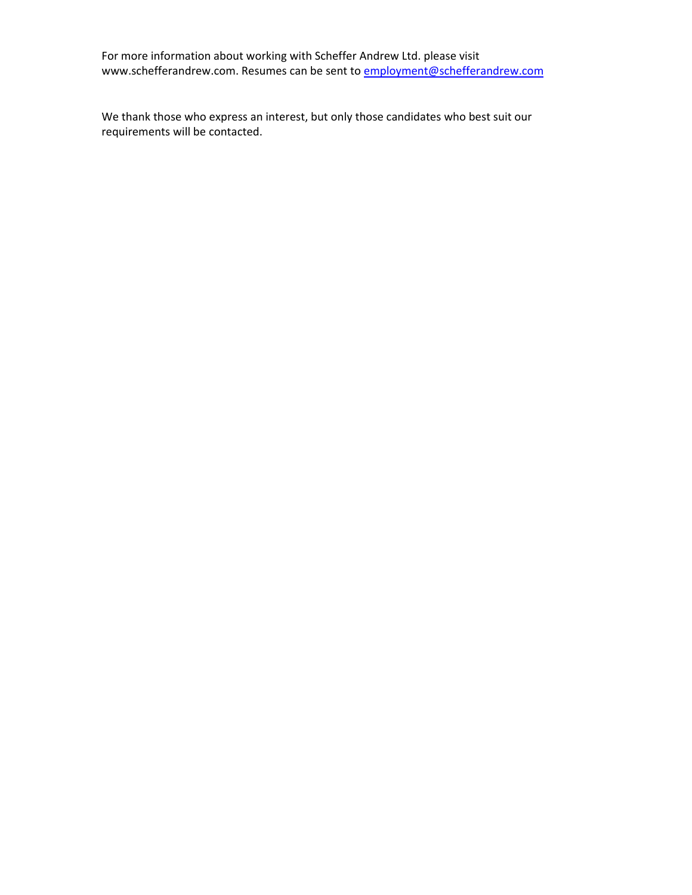For more information about working with Scheffer Andrew Ltd. please visit www.schefferandrew.com. Resumes can be sent to employment@schefferandrew.com

We thank those who express an interest, but only those candidates who best suit our requirements will be contacted.